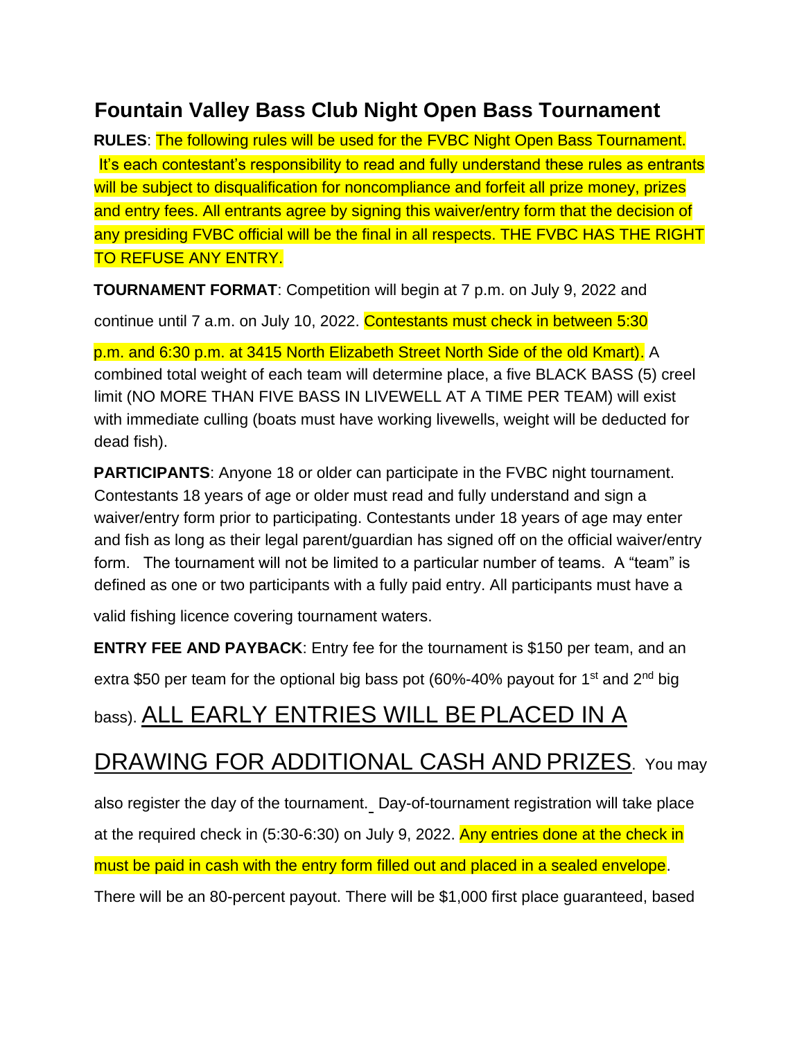# Fountain Valley Bass Club Night Open Bass Tournament

**RULES**: The following rules will be used for the FVBC Night Open Bass Tournament. It's each contestant's responsibility to read and fully understand these rules as entrants will be subject to disqualification for noncompliance and forfeit all prize money, prizes and entry fees. All entrants agree by signing this waiver/entry form that the decision of any presiding FVBC official will be the final in all respects. THE FVBC HAS THE RIGHT TO REFUSE ANY ENTRY.

**TOURNAMENT FORMAT**: Competition will begin at 7 p.m. on July 9, 2022 and continue until 7 a.m. on July 10, 2022. Contestants must check in between 5:30 p.m. and 6:30 p.m. at 3415 North Elizabeth Street North Side of the old Kmart). A combined total weight of each team will determine place, a five BLACK BASS (5) creel limit (NO MORE THAN FIVE BASS IN LIVEWELL AT A TIME PER TEAM) will exist with immediate culling (boats must have working livewells, weight will be deducted for dead fish).

**PARTICIPANTS**: Anyone 18 or older can participate in the FVBC night tournament. Contestants 18 years of age or older must read and fully understand and sign a waiver/entry form prior to participating. Contestants under 18 years of age may enter and fish as long as their legal parent/guardian has signed off on the official waiver/entry form. The tournament will not be limited to a particular number of teams. A "team" is defined as one or two participants with a fully paid entry. All participants must have a valid fishing licence covering tournament waters.

**ENTRY FEE AND PAYBACK**: Entry fee for the tournament is $150 per team, and an extra $50 per team for the optional big bass pot (60%-40% payout for 1st and 2nd big bass). <u>ALL EARLY ENTRIES WILL BE PLACED IN A DRAWING FOR ADDITIONAL CASH AND PRIZES</u>. You may also register the day of the tournament. Day-of-tournament registration will take place at the required check in (5:30-6:30) on July 9, 2022. Any entries done at the check in must be paid in cash with the entry form filled out and placed in a sealed envelope. There will be an 80-percent payout. There will be $1,000 first place guaranteed, based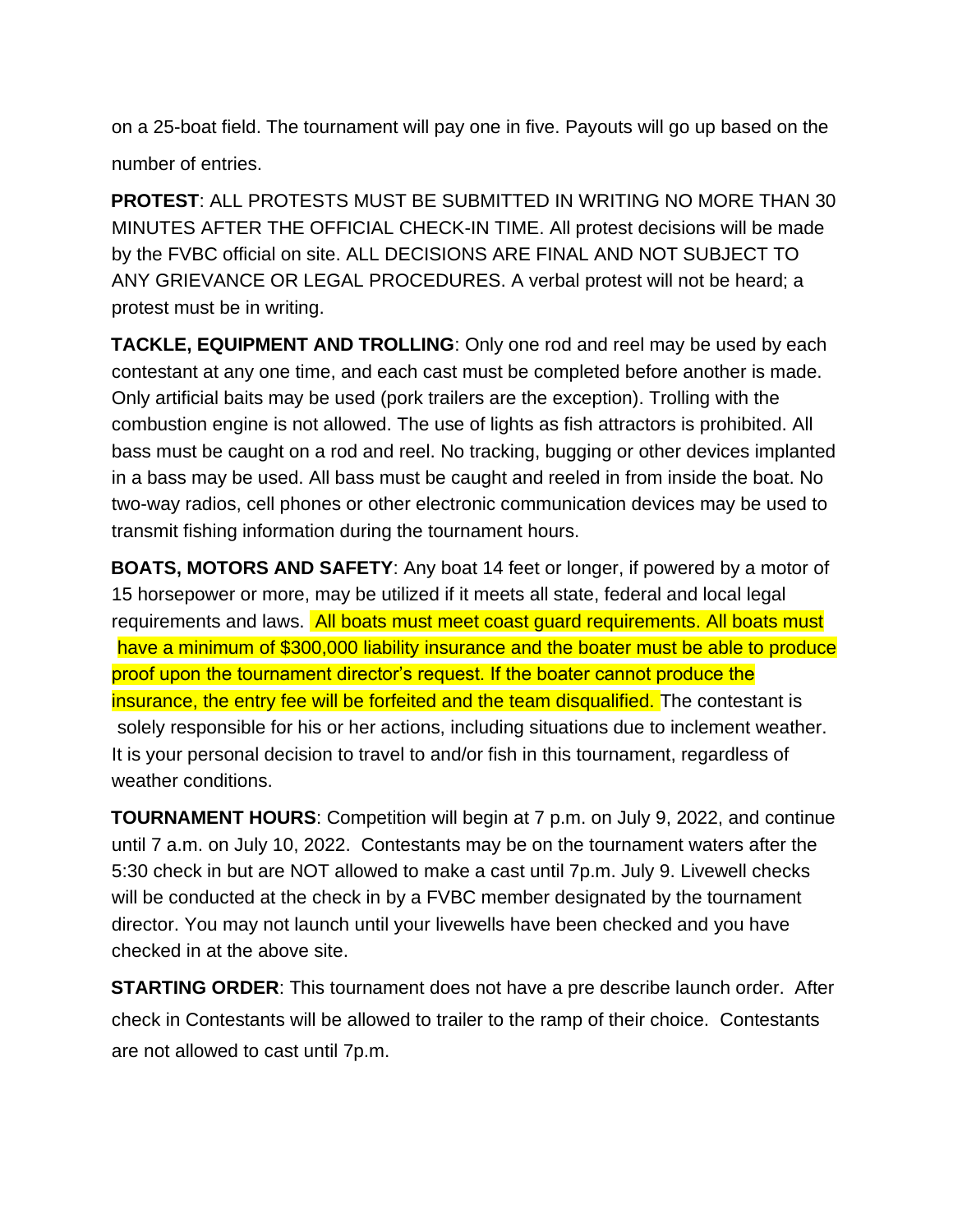on a 25-boat field. The tournament will pay one in five. Payouts will go up based on the number of entries.

**PROTEST**: ALL PROTESTS MUST BE SUBMITTED IN WRITING NO MORE THAN 30 MINUTES AFTER THE OFFICIAL CHECK-IN TIME. All protest decisions will be made by the FVBC official on site. ALL DECISIONS ARE FINAL AND NOT SUBJECT TO ANY GRIEVANCE OR LEGAL PROCEDURES. A verbal protest will not be heard; a protest must be in writing.

**TACKLE, EQUIPMENT AND TROLLING**: Only one rod and reel may be used by each contestant at any one time, and each cast must be completed before another is made. Only artificial baits may be used (pork trailers are the exception). Trolling with the combustion engine is not allowed. The use of lights as fish attractors is prohibited. All bass must be caught on a rod and reel. No tracking, bugging or other devices implanted in a bass may be used. All bass must be caught and reeled in from inside the boat. No two-way radios, cell phones or other electronic communication devices may be used to transmit fishing information during the tournament hours.

**BOATS, MOTORS AND SAFETY**: Any boat 14 feet or longer, if powered by a motor of 15 horsepower or more, may be utilized if it meets all state, federal and local legal requirements and laws. All boats must meet coast guard requirements. All boats must have a minimum of $300,000 liability insurance and the boater must be able to produce proof upon the tournament director's request. If the boater cannot produce the insurance, the entry fee will be forfeited and the team disqualified. The contestant is solely responsible for his or her actions, including situations due to inclement weather. It is your personal decision to travel to and/or fish in this tournament, regardless of weather conditions.

**TOURNAMENT HOURS**: Competition will begin at 7 p.m. on July 9, 2022, and continue until 7 a.m. on July 10, 2022. Contestants may be on the tournament waters after the 5:30 check in but are NOT allowed to make a cast until 7p.m. July 9. Livewell checks will be conducted at the check in by a FVBC member designated by the tournament director. You may not launch until your livewells have been checked and you have checked in at the above site.

**STARTING ORDER**: This tournament does not have a pre describe launch order. After check in Contestants will be allowed to trailer to the ramp of their choice. Contestants are not allowed to cast until 7p.m.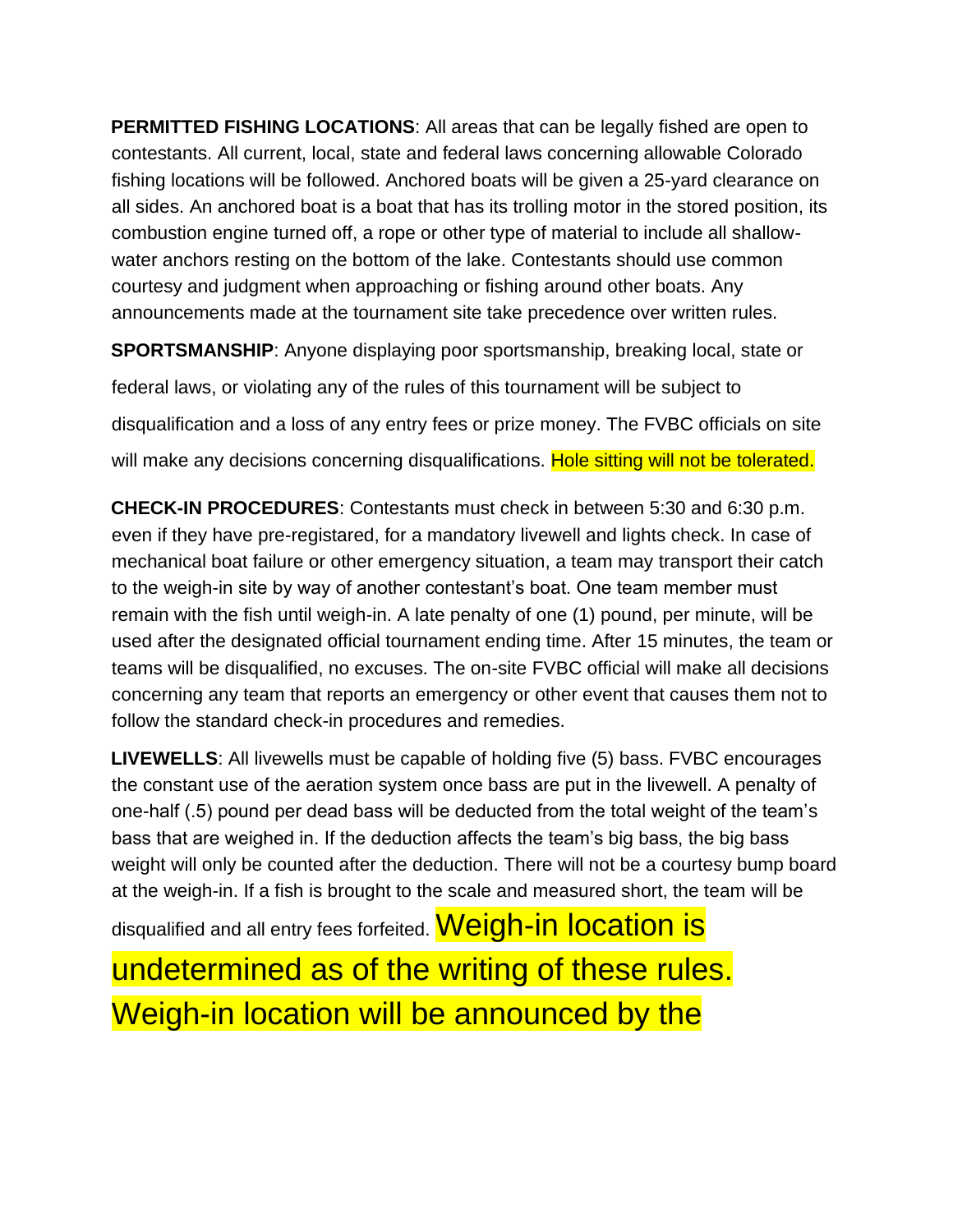**PERMITTED FISHING LOCATIONS**: All areas that can be legally fished are open to contestants. All current, local, state and federal laws concerning allowable Colorado fishing locations will be followed. Anchored boats will be given a 25-yard clearance on all sides. An anchored boat is a boat that has its trolling motor in the stored position, its combustion engine turned off, a rope or other type of material to include all shallow-water anchors resting on the bottom of the lake. Contestants should use common courtesy and judgment when approaching or fishing around other boats. Any announcements made at the tournament site take precedence over written rules.

**SPORTSMANSHIP**: Anyone displaying poor sportsmanship, breaking local, state or federal laws, or violating any of the rules of this tournament will be subject to disqualification and a loss of any entry fees or prize money. The FVBC officials on site will make any decisions concerning disqualifications. Hole sitting will not be tolerated.

**CHECK-IN PROCEDURES**: Contestants must check in between 5:30 and 6:30 p.m. even if they have pre-registared, for a mandatory livewell and lights check. In case of mechanical boat failure or other emergency situation, a team may transport their catch to the weigh-in site by way of another contestant's boat. One team member must remain with the fish until weigh-in. A late penalty of one (1) pound, per minute, will be used after the designated official tournament ending time. After 15 minutes, the team or teams will be disqualified, no excuses. The on-site FVBC official will make all decisions concerning any team that reports an emergency or other event that causes them not to follow the standard check-in procedures and remedies.

**LIVEWELLS**: All livewells must be capable of holding five (5) bass. FVBC encourages the constant use of the aeration system once bass are put in the livewell. A penalty of one-half (.5) pound per dead bass will be deducted from the total weight of the team's bass that are weighed in. If the deduction affects the team's big bass, the big bass weight will only be counted after the deduction. There will not be a courtesy bump board at the weigh-in. If a fish is brought to the scale and measured short, the team will be disqualified and all entry fees forfeited. Weigh-in location is undetermined as of the writing of these rules. Weigh-in location will be announced by the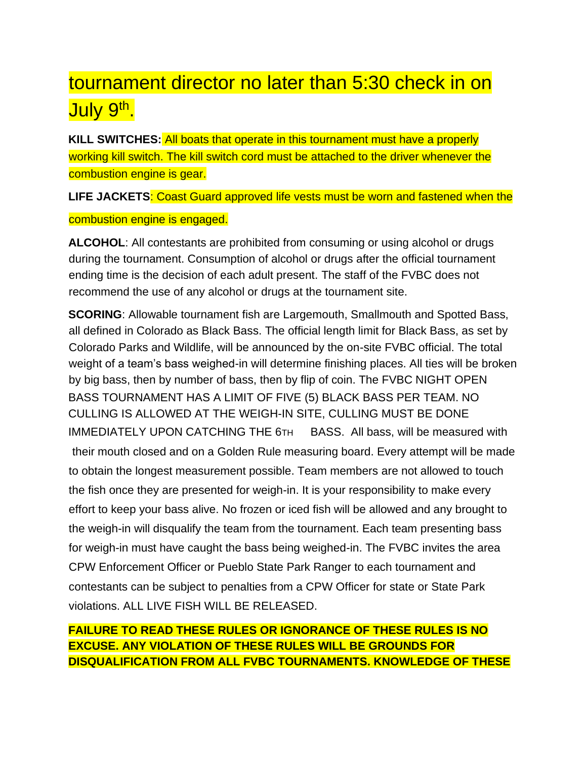tournament director no later than 5:30 check in on July 9th.

**KILL SWITCHES:** All boats that operate in this tournament must have a properly working kill switch. The kill switch cord must be attached to the driver whenever the combustion engine is gear.

**LIFE JACKETS**: Coast Guard approved life vests must be worn and fastened when the combustion engine is engaged.

**ALCOHOL**: All contestants are prohibited from consuming or using alcohol or drugs during the tournament. Consumption of alcohol or drugs after the official tournament ending time is the decision of each adult present. The staff of the FVBC does not recommend the use of any alcohol or drugs at the tournament site.

**SCORING**: Allowable tournament fish are Largemouth, Smallmouth and Spotted Bass, all defined in Colorado as Black Bass. The official length limit for Black Bass, as set by Colorado Parks and Wildlife, will be announced by the on-site FVBC official. The total weight of a team's bass weighed-in will determine finishing places. All ties will be broken by big bass, then by number of bass, then by flip of coin. The FVBC NIGHT OPEN BASS TOURNAMENT HAS A LIMIT OF FIVE (5) BLACK BASS PER TEAM. NO CULLING IS ALLOWED AT THE WEIGH-IN SITE, CULLING MUST BE DONE IMMEDIATELY UPON CATCHING THE 6TH BASS. All bass, will be measured with their mouth closed and on a Golden Rule measuring board. Every attempt will be made to obtain the longest measurement possible. Team members are not allowed to touch the fish once they are presented for weigh-in. It is your responsibility to make every effort to keep your bass alive. No frozen or iced fish will be allowed and any brought to the weigh-in will disqualify the team from the tournament. Each team presenting bass for weigh-in must have caught the bass being weighed-in. The FVBC invites the area CPW Enforcement Officer or Pueblo State Park Ranger to each tournament and contestants can be subject to penalties from a CPW Officer for state or State Park violations. ALL LIVE FISH WILL BE RELEASED.

**FAILURE TO READ THESE RULES OR IGNORANCE OF THESE RULES IS NO EXCUSE. ANY VIOLATION OF THESE RULES WILL BE GROUNDS FOR DISQUALIFICATION FROM ALL FVBC TOURNAMENTS. KNOWLEDGE OF THESE**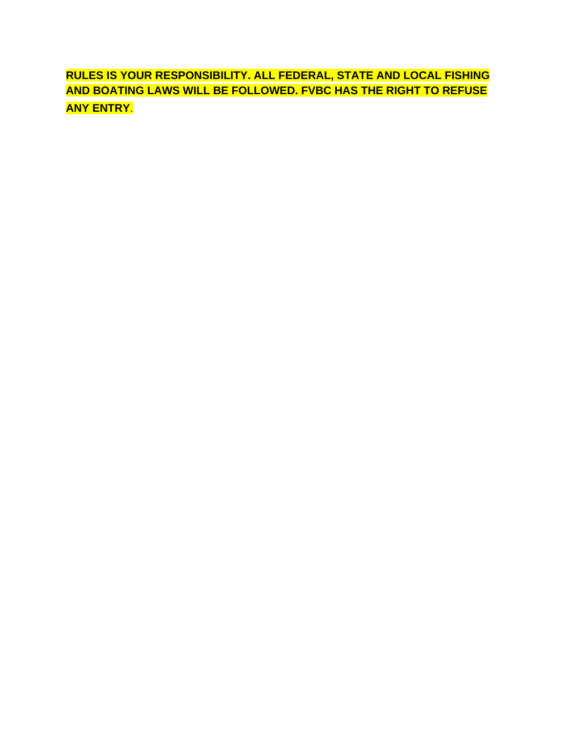**RULES IS YOUR RESPONSIBILITY. ALL FEDERAL, STATE AND LOCAL FISHING AND BOATING LAWS WILL BE FOLLOWED. FVBC HAS THE RIGHT TO REFUSE ANY ENTRY**.